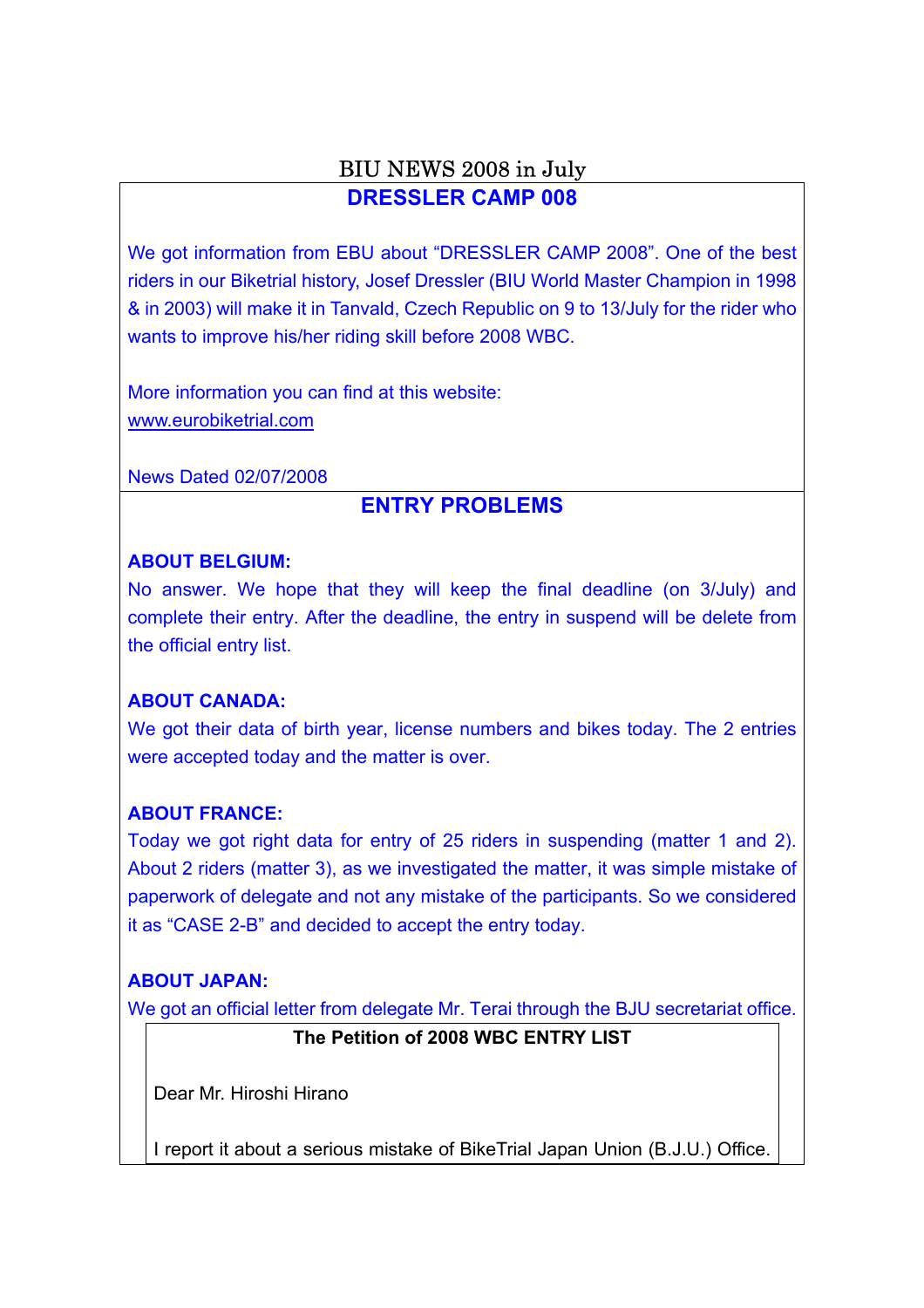# BIU NEWS 2008 in July

## DRESSLER CAMP 008

We got information from EBU about "DRESSLER CAMP 2008". One of the best riders in our Biketrial history, Josef Dressler (BIU World Master Champion in 1998 & in 2003) will make it in Tanvald, Czech Republic on 9 to 13/July for the rider who wants to improve his/her riding skill before 2008 WBC.

More information you can find at this website:
www.eurobiketrial.com

News Dated 02/07/2008

## ENTRY PROBLEMS

**ABOUT BELGIUM:**
No answer. We hope that they will keep the final deadline (on 3/July) and complete their entry. After the deadline, the entry in suspend will be delete from the official entry list.

**ABOUT CANADA:**
We got their data of birth year, license numbers and bikes today. The 2 entries were accepted today and the matter is over.

**ABOUT FRANCE:**
Today we got right data for entry of 25 riders in suspending (matter 1 and 2). About 2 riders (matter 3), as we investigated the matter, it was simple mistake of paperwork of delegate and not any mistake of the participants. So we considered it as "CASE 2-B" and decided to accept the entry today.

**ABOUT JAPAN:**
We got an official letter from delegate Mr. Terai through the BJU secretariat office.

**The Petition of 2008 WBC ENTRY LIST**

Dear Mr. Hiroshi Hirano

I report it about a serious mistake of BikeTrial Japan Union (B.J.U.) Office.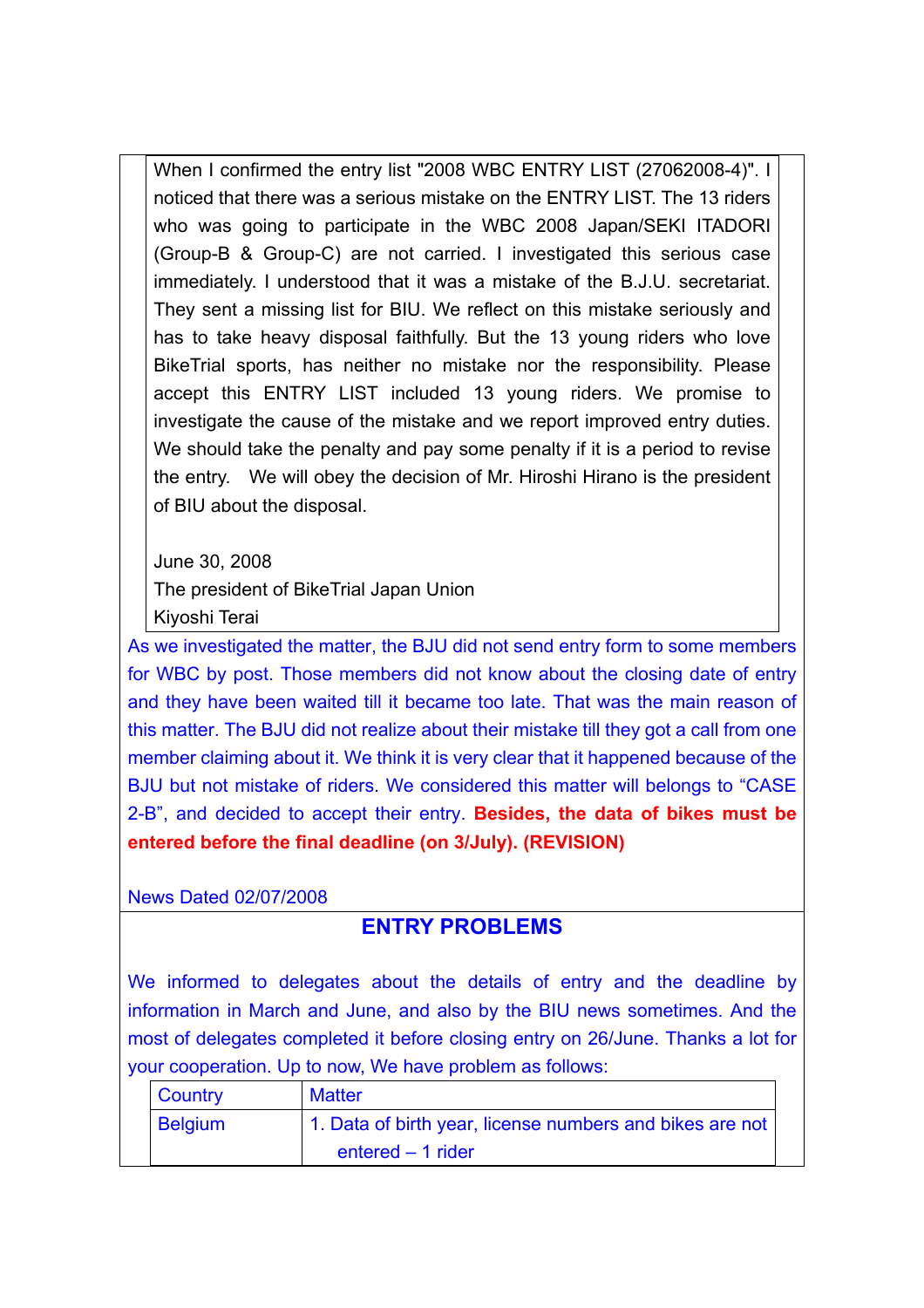When I confirmed the entry list "2008 WBC ENTRY LIST (27062008-4)". I noticed that there was a serious mistake on the ENTRY LIST. The 13 riders who was going to participate in the WBC 2008 Japan/SEKI ITADORI (Group-B & Group-C) are not carried. I investigated this serious case immediately. I understood that it was a mistake of the B.J.U. secretariat. They sent a missing list for BIU. We reflect on this mistake seriously and has to take heavy disposal faithfully. But the 13 young riders who love BikeTrial sports, has neither no mistake nor the responsibility. Please accept this ENTRY LIST included 13 young riders. We promise to investigate the cause of the mistake and we report improved entry duties. We should take the penalty and pay some penalty if it is a period to revise the entry. We will obey the decision of Mr. Hiroshi Hirano is the president of BIU about the disposal.

June 30, 2008
The president of BikeTrial Japan Union
Kiyoshi Terai

As we investigated the matter, the BJU did not send entry form to some members for WBC by post. Those members did not know about the closing date of entry and they have been waited till it became too late. That was the main reason of this matter. The BJU did not realize about their mistake till they got a call from one member claiming about it. We think it is very clear that it happened because of the BJU but not mistake of riders. We considered this matter will belongs to “CASE 2-B”, and decided to accept their entry. **Besides, the data of bikes must be entered before the final deadline (on 3/July). (REVISION)**

News Dated 02/07/2008

## ENTRY PROBLEMS

We informed to delegates about the details of entry and the deadline by information in March and June, and also by the BIU news sometimes. And the most of delegates completed it before closing entry on 26/June. Thanks a lot for your cooperation. Up to now, We have problem as follows:

| Country | Matter |
|---|---|
| Belgium | 1. Data of birth year, license numbers and bikes are not entered – 1 rider |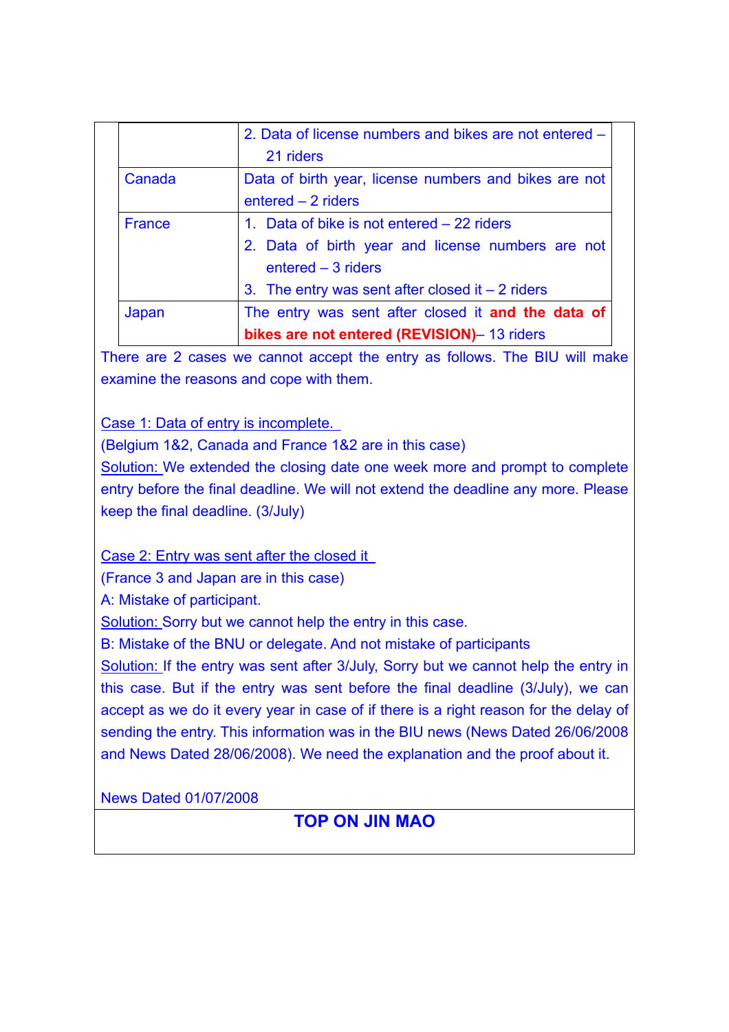| | |
|---|---|
| | 2. Data of license numbers and bikes are not entered – 21 riders |
| Canada | Data of birth year, license numbers and bikes are not entered – 2 riders |
| France | 1. Data of bike is not entered – 22 riders<br>2. Data of birth year and license numbers are not entered – 3 riders<br>3. The entry was sent after closed it – 2 riders |
| Japan | The entry was sent after closed it **and the data of bikes are not entered (REVISION)**– 13 riders |

There are 2 cases we cannot accept the entry as follows. The BIU will make examine the reasons and cope with them.

Case 1: Data of entry is incomplete.

(Belgium 1&2, Canada and France 1&2 are in this case)

Solution: We extended the closing date one week more and prompt to complete entry before the final deadline. We will not extend the deadline any more. Please keep the final deadline. (3/July)

Case 2: Entry was sent after the closed it

(France 3 and Japan are in this case)

A: Mistake of participant.

Solution: Sorry but we cannot help the entry in this case.

B: Mistake of the BNU or delegate. And not mistake of participants

Solution: If the entry was sent after 3/July, Sorry but we cannot help the entry in this case. But if the entry was sent before the final deadline (3/July), we can accept as we do it every year in case of if there is a right reason for the delay of sending the entry. This information was in the BIU news (News Dated 26/06/2008 and News Dated 28/06/2008). We need the explanation and the proof about it.

News Dated 01/07/2008

## TOP ON JIN MAO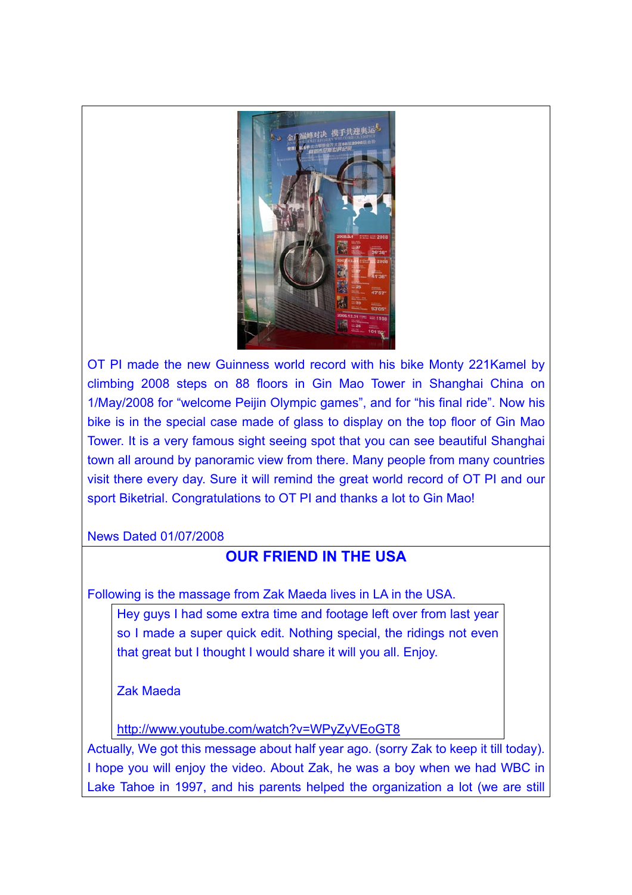OT PI made the new Guinness world record with his bike Monty 221Kamel by climbing 2008 steps on 88 floors in Gin Mao Tower in Shanghai China on 1/May/2008 for “welcome Peijin Olympic games”, and for “his final ride”. Now his bike is in the special case made of glass to display on the top floor of Gin Mao Tower. It is a very famous sight seeing spot that you can see beautiful Shanghai town all around by panoramic view from there. Many people from many countries visit there every day. Sure it will remind the great world record of OT PI and our sport Biketrial. Congratulations to OT PI and thanks a lot to Gin Mao!

News Dated 01/07/2008

## OUR FRIEND IN THE USA

Following is the massage from Zak Maeda lives in LA in the USA.

> Hey guys I had some extra time and footage left over from last year so I made a super quick edit. Nothing special, the ridings not even that great but I thought I would share it will you all. Enjoy.
>
> Zak Maeda
>
> http://www.youtube.com/watch?v=WPyZyVEoGT8

Actually, We got this message about half year ago. (sorry Zak to keep it till today). I hope you will enjoy the video. About Zak, he was a boy when we had WBC in Lake Tahoe in 1997, and his parents helped the organization a lot (we are still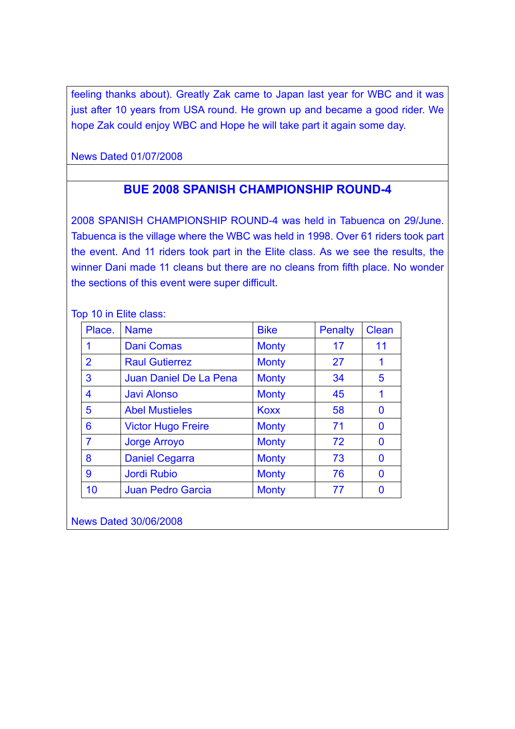feeling thanks about). Greatly Zak came to Japan last year for WBC and it was just after 10 years from USA round. He grown up and became a good rider. We hope Zak could enjoy WBC and Hope he will take part it again some day.

News Dated 01/07/2008

## BUE 2008 SPANISH CHAMPIONSHIP ROUND-4

2008 SPANISH CHAMPIONSHIP ROUND-4 was held in Tabuenca on 29/June. Tabuenca is the village where the WBC was held in 1998. Over 61 riders took part the event. And 11 riders took part in the Elite class. As we see the results, the winner Dani made 11 cleans but there are no cleans from fifth place. No wonder the sections of this event were super difficult.

Top 10 in Elite class:

| Place. | Name | Bike | Penalty | Clean |
|---|---|---|---|---|
| 1 | Dani Comas | Monty | 17 | 11 |
| 2 | Raul Gutierrez | Monty | 27 | 1 |
| 3 | Juan Daniel De La Pena | Monty | 34 | 5 |
| 4 | Javi Alonso | Monty | 45 | 1 |
| 5 | Abel Mustieles | Koxx | 58 | 0 |
| 6 | Victor Hugo Freire | Monty | 71 | 0 |
| 7 | Jorge Arroyo | Monty | 72 | 0 |
| 8 | Daniel Cegarra | Monty | 73 | 0 |
| 9 | Jordi Rubio | Monty | 76 | 0 |
| 10 | Juan Pedro Garcia | Monty | 77 | 0 |

News Dated 30/06/2008